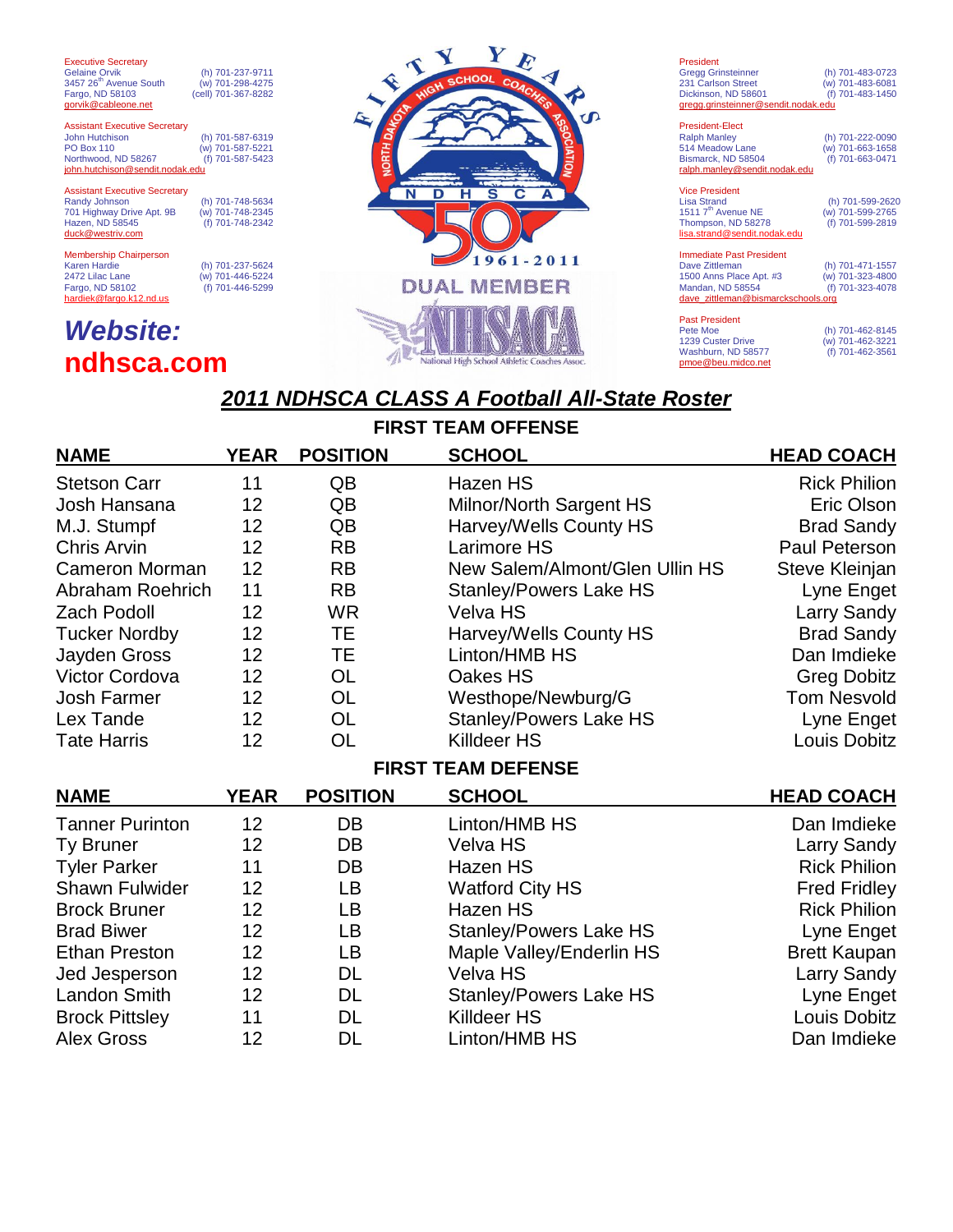Executive Secretary
Gelaine Orvik (h) 701-237-9711
3457 26th Avenue South (w) 701-298-4275
Fargo, ND 58103 (cell) 701-367-8282
gorvik@cableone.net

Assistant Executive Secretary
John Hutchison (h) 701-587-6319
PO Box 110 (w) 701-587-5221
Northwood, ND 58267 (f) 701-587-5423
john.hutchison@sendit.nodak.edu

Assistant Executive Secretary
Randy Johnson (h) 701-748-5634
701 Highway Drive Apt. 9B (w) 701-748-2345
Hazen, ND 58545 (f) 701-748-2342
duck@westriv.com

Membership Chairperson
Karen Hardie (h) 701-237-5624
2472 Lilac Lane (w) 701-446-5224
Fargo, ND 58102 (f) 701-446-5299
hardiek@fargo.k12.nd.us

***Website:* ndhsca.com**

FIFTY YEARS — NORTH DAKOTA HIGH SCHOOL COACHES ASSOCIATION — NDHSCA 50 1961-2011

DUAL MEMBER — NHSACA National High School Athletic Coaches Assoc.

President
Gregg Grinsteinner (h) 701-483-0723
231 Carlson Street (w) 701-483-6081
Dickinson, ND 58601 (f) 701-483-1450
gregg.grinsteinner@sendit.nodak.edu

President-Elect
Ralph Manley (h) 701-222-0090
514 Meadow Lane (w) 701-663-1658
Bismarck, ND 58504 (f) 701-663-0471
ralph.manley@sendit.nodak.edu

Vice President
Lisa Strand (h) 701-599-2620
1511 7th Avenue NE (w) 701-599-2765
Thompson, ND 58278 (f) 701-599-2819
lisa.strand@sendit.nodak.edu

Immediate Past President
Dave Zittleman (h) 701-471-1557
1500 Anns Place Apt. #3 (w) 701-323-4800
Mandan, ND 58554 (f) 701-323-4078
dave_zittleman@bismarckschools.org

Past President
Pete Moe (h) 701-462-8145
1239 Custer Drive (w) 701-462-3221
Washburn, ND 58577 (f) 701-462-3561
pmoe@beu.midco.net

## 2011 NDHSCA CLASS A Football All-State Roster

### FIRST TEAM OFFENSE

| NAME | YEAR | POSITION | SCHOOL | HEAD COACH |
|---|---|---|---|---|
| Stetson Carr | 11 | QB | Hazen HS | Rick Philion |
| Josh Hansana | 12 | QB | Milnor/North Sargent HS | Eric Olson |
| M.J. Stumpf | 12 | QB | Harvey/Wells County HS | Brad Sandy |
| Chris Arvin | 12 | RB | Larimore HS | Paul Peterson |
| Cameron Morman | 12 | RB | New Salem/Almont/Glen Ullin HS | Steve Kleinjan |
| Abraham Roehrich | 11 | RB | Stanley/Powers Lake HS | Lyne Enget |
| Zach Podoll | 12 | WR | Velva HS | Larry Sandy |
| Tucker Nordby | 12 | TE | Harvey/Wells County HS | Brad Sandy |
| Jayden Gross | 12 | TE | Linton/HMB HS | Dan Imdieke |
| Victor Cordova | 12 | OL | Oakes HS | Greg Dobitz |
| Josh Farmer | 12 | OL | Westhope/Newburg/G | Tom Nesvold |
| Lex Tande | 12 | OL | Stanley/Powers Lake HS | Lyne Enget |
| Tate Harris | 12 | OL | Killdeer HS | Louis Dobitz |

### FIRST TEAM DEFENSE

| NAME | YEAR | POSITION | SCHOOL | HEAD COACH |
|---|---|---|---|---|
| Tanner Purinton | 12 | DB | Linton/HMB HS | Dan Imdieke |
| Ty Bruner | 12 | DB | Velva HS | Larry Sandy |
| Tyler Parker | 11 | DB | Hazen HS | Rick Philion |
| Shawn Fulwider | 12 | LB | Watford City HS | Fred Fridley |
| Brock Bruner | 12 | LB | Hazen HS | Rick Philion |
| Brad Biwer | 12 | LB | Stanley/Powers Lake HS | Lyne Enget |
| Ethan Preston | 12 | LB | Maple Valley/Enderlin HS | Brett Kaupan |
| Jed Jesperson | 12 | DL | Velva HS | Larry Sandy |
| Landon Smith | 12 | DL | Stanley/Powers Lake HS | Lyne Enget |
| Brock Pittsley | 11 | DL | Killdeer HS | Louis Dobitz |
| Alex Gross | 12 | DL | Linton/HMB HS | Dan Imdieke |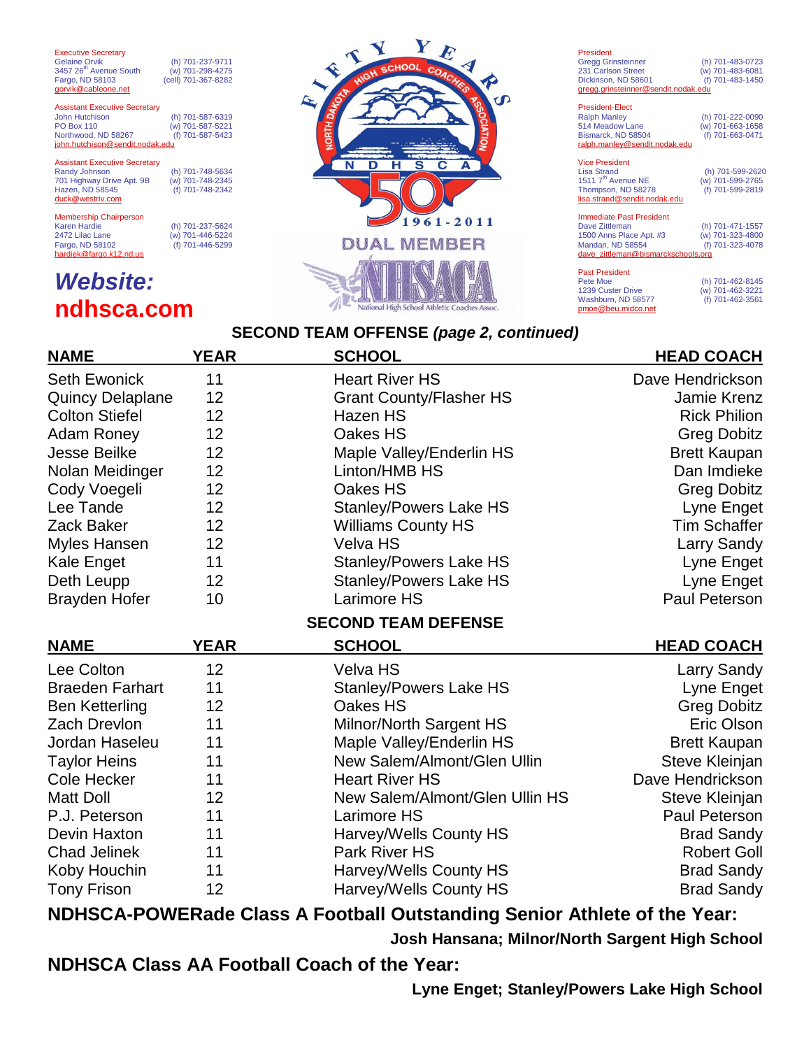Executive Secretary
Gelaine Orvik (h) 701-237-9711
3457 26th Avenue South (w) 701-298-4275
Fargo, ND 58103 (cell) 701-367-8282
gorvik@cableone.net

Assistant Executive Secretary
John Hutchison (h) 701-587-6319
PO Box 110 (w) 701-587-5221
Northwood, ND 58267 (f) 701-587-5423
john.hutchison@sendit.nodak.edu

Assistant Executive Secretary
Randy Johnson (h) 701-748-5634
701 Highway Drive Apt. 9B (w) 701-748-2345
Hazen, ND 58545 (f) 701-748-2342
duck@westriv.com

Membership Chairperson
Karen Hardie (h) 701-237-5624
2472 Lilac Lane (w) 701-446-5224
Fargo, ND 58102 (f) 701-446-5299
hardiek@fargo.k12.nd.us

***Website:***
**ndhsca.com**

President
Gregg Grinsteinner (h) 701-483-0723
231 Carlson Street (w) 701-483-6081
Dickinson, ND 58601 (f) 701-483-1450
gregg.grinsteinner@sendit.nodak.edu

President-Elect
Ralph Manley (h) 701-222-0090
514 Meadow Lane (w) 701-663-1658
Bismarck, ND 58504 (f) 701-663-0471
ralph.manley@sendit.nodak.edu

Vice President
Lisa Strand (h) 701-599-2620
1511 7th Avenue NE (w) 701-599-2765
Thompson, ND 58278 (f) 701-599-2819
lisa.strand@sendit.nodak.edu

Immediate Past President
Dave Zittleman (h) 701-471-1557
1500 Anns Place Apt. #3 (w) 701-323-4800
Mandan, ND 58554 (f) 701-323-4078
dave_zittleman@bismarckschools.org

Past President
Pete Moe (h) 701-462-8145
1239 Custer Drive (w) 701-462-3221
Washburn, ND 58577 (f) 701-462-3561
pmoe@beu.midco.net

## SECOND TEAM OFFENSE *(page 2, continued)*

| NAME | YEAR | SCHOOL | HEAD COACH |
|---|---|---|---|
| Seth Ewonick | 11 | Heart River HS | Dave Hendrickson |
| Quincy Delaplane | 12 | Grant County/Flasher HS | Jamie Krenz |
| Colton Stiefel | 12 | Hazen HS | Rick Philion |
| Adam Roney | 12 | Oakes HS | Greg Dobitz |
| Jesse Beilke | 12 | Maple Valley/Enderlin HS | Brett Kaupan |
| Nolan Meidinger | 12 | Linton/HMB HS | Dan Imdieke |
| Cody Voegeli | 12 | Oakes HS | Greg Dobitz |
| Lee Tande | 12 | Stanley/Powers Lake HS | Lyne Enget |
| Zack Baker | 12 | Williams County HS | Tim Schaffer |
| Myles Hansen | 12 | Velva HS | Larry Sandy |
| Kale Enget | 11 | Stanley/Powers Lake HS | Lyne Enget |
| Deth Leupp | 12 | Stanley/Powers Lake HS | Lyne Enget |
| Brayden Hofer | 10 | Larimore HS | Paul Peterson |

## SECOND TEAM DEFENSE

| NAME | YEAR | SCHOOL | HEAD COACH |
|---|---|---|---|
| Lee Colton | 12 | Velva HS | Larry Sandy |
| Braeden Farhart | 11 | Stanley/Powers Lake HS | Lyne Enget |
| Ben Ketterling | 12 | Oakes HS | Greg Dobitz |
| Zach Drevlon | 11 | Milnor/North Sargent HS | Eric Olson |
| Jordan Haseleu | 11 | Maple Valley/Enderlin HS | Brett Kaupan |
| Taylor Heins | 11 | New Salem/Almont/Glen Ullin | Steve Kleinjan |
| Cole Hecker | 11 | Heart River HS | Dave Hendrickson |
| Matt Doll | 12 | New Salem/Almont/Glen Ullin HS | Steve Kleinjan |
| P.J. Peterson | 11 | Larimore HS | Paul Peterson |
| Devin Haxton | 11 | Harvey/Wells County HS | Brad Sandy |
| Chad Jelinek | 11 | Park River HS | Robert Goll |
| Koby Houchin | 11 | Harvey/Wells County HS | Brad Sandy |
| Tony Frison | 12 | Harvey/Wells County HS | Brad Sandy |

**NDHSCA-POWERade Class A Football Outstanding Senior Athlete of the Year:**

**Josh Hansana; Milnor/North Sargent High School**

**NDHSCA Class AA Football Coach of the Year:**

**Lyne Enget; Stanley/Powers Lake High School**